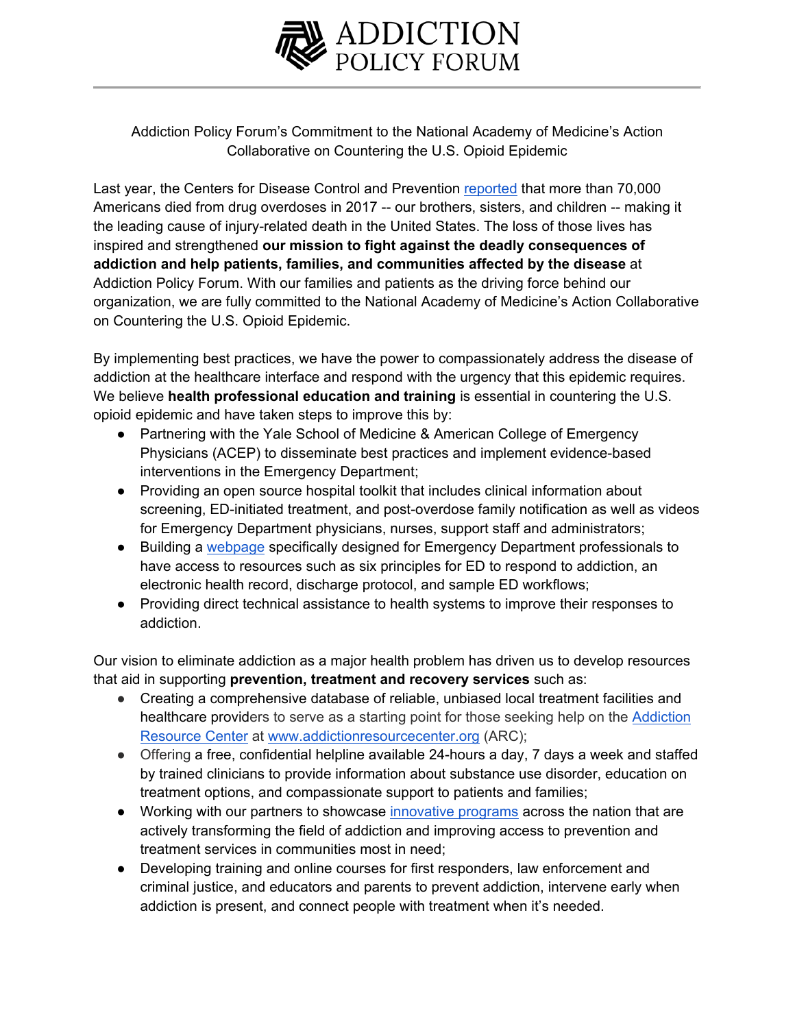# ADDICTION POLICY FORUM

Addiction Policy Forum's Commitment to the National Academy of Medicine's Action Collaborative on Countering the U.S. Opioid Epidemic

Last year, the Centers for Disease Control and Prevention reported that more than 70,000 Americans died from drug overdoses in 2017 -- our brothers, sisters, and children -- making it the leading cause of injury-related death in the United States. The loss of those lives has inspired and strengthened **our mission to fight against the deadly consequences of addiction and help patients, families, and communities affected by the disease** at Addiction Policy Forum. With our families and patients as the driving force behind our organization, we are fully committed to the National Academy of Medicine's Action Collaborative on Countering the U.S. Opioid Epidemic.

By implementing best practices, we have the power to compassionately address the disease of addiction at the healthcare interface and respond with the urgency that this epidemic requires. We believe **health professional education and training** is essential in countering the U.S. opioid epidemic and have taken steps to improve this by:

- Partnering with the Yale School of Medicine & American College of Emergency Physicians (ACEP) to disseminate best practices and implement evidence-based interventions in the Emergency Department;
- Providing an open source hospital toolkit that includes clinical information about screening, ED-initiated treatment, and post-overdose family notification as well as videos for Emergency Department physicians, nurses, support staff and administrators;
- Building a webpage specifically designed for Emergency Department professionals to have access to resources such as six principles for ED to respond to addiction, an electronic health record, discharge protocol, and sample ED workflows;
- Providing direct technical assistance to health systems to improve their responses to addiction.

Our vision to eliminate addiction as a major health problem has driven us to develop resources that aid in supporting **prevention, treatment and recovery services** such as:

- Creating a comprehensive database of reliable, unbiased local treatment facilities and healthcare providers to serve as a starting point for those seeking help on the Addiction Resource Center at www.addictionresourcecenter.org (ARC);
- Offering a free, confidential helpline available 24-hours a day, 7 days a week and staffed by trained clinicians to provide information about substance use disorder, education on treatment options, and compassionate support to patients and families;
- Working with our partners to showcase innovative programs across the nation that are actively transforming the field of addiction and improving access to prevention and treatment services in communities most in need;
- Developing training and online courses for first responders, law enforcement and criminal justice, and educators and parents to prevent addiction, intervene early when addiction is present, and connect people with treatment when it's needed.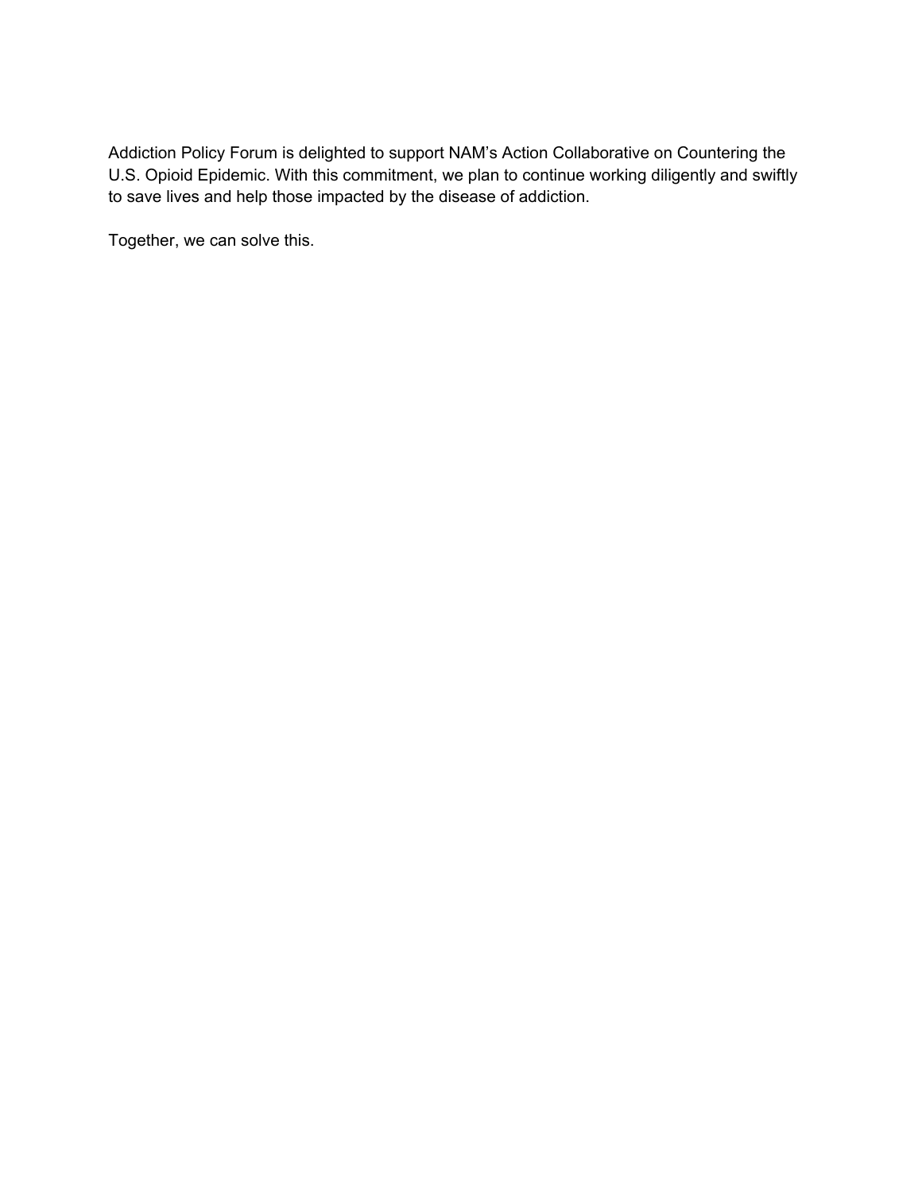Addiction Policy Forum is delighted to support NAM's Action Collaborative on Countering the U.S. Opioid Epidemic. With this commitment, we plan to continue working diligently and swiftly to save lives and help those impacted by the disease of addiction.

Together, we can solve this.